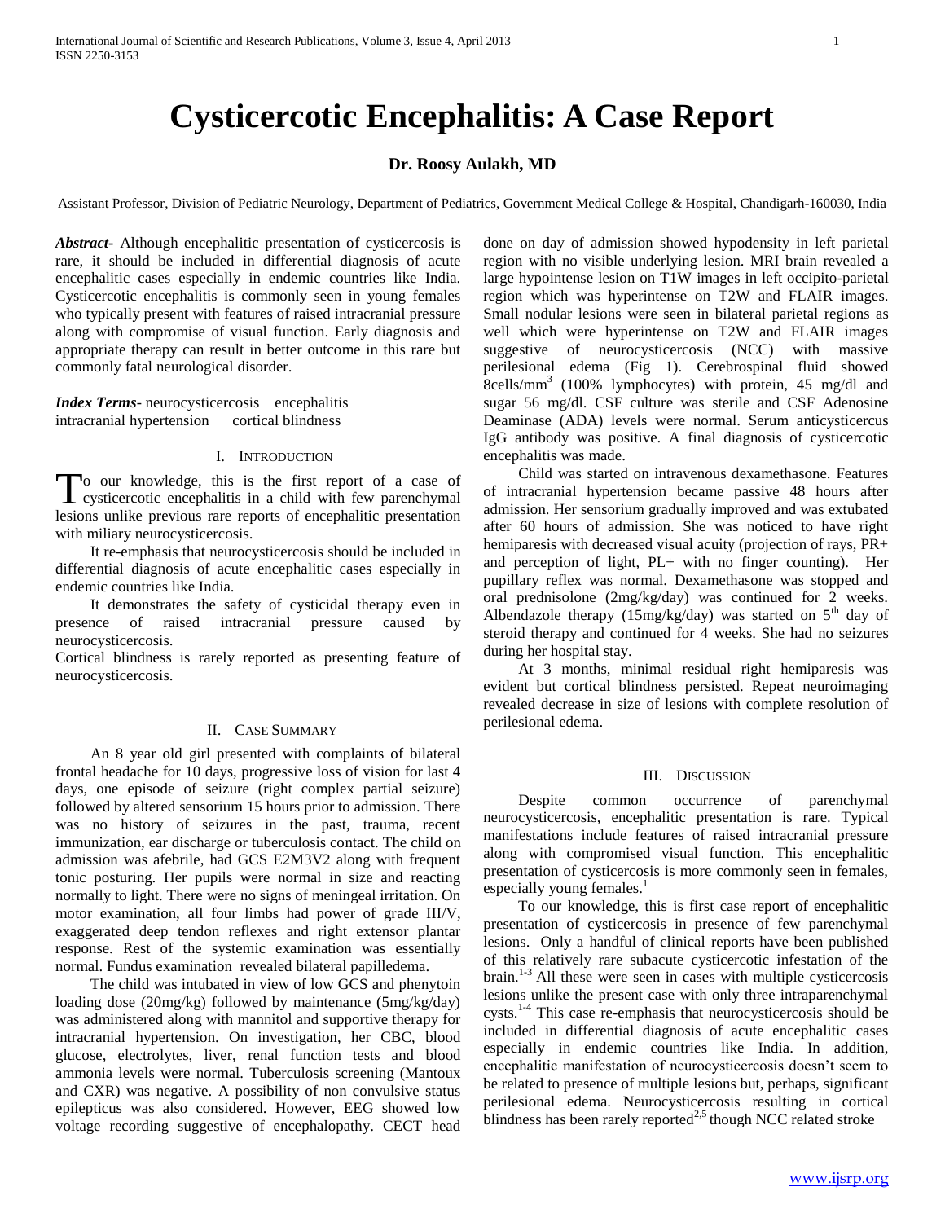# Cysticercotic Encephalitis: A Case Report

**Dr. Roosy Aulakh, MD**

Assistant Professor, Division of Pediatric Neurology, Department of Pediatrics, Government Medical College & Hospital, Chandigarh-160030, India

***Abstract***- Although encephalitic presentation of cysticercosis is rare, it should be included in differential diagnosis of acute encephalitic cases especially in endemic countries like India. Cysticercotic encephalitis is commonly seen in young females who typically present with features of raised intracranial pressure along with compromise of visual function. Early diagnosis and appropriate therapy can result in better outcome in this rare but commonly fatal neurological disorder.

***Index Terms***- neurocysticercosis encephalitis intracranial hypertension cortical blindness

## I. Introduction

To our knowledge, this is the first report of a case of cysticercotic encephalitis in a child with few parenchymal lesions unlike previous rare reports of encephalitic presentation with miliary neurocysticercosis.

It re-emphasis that neurocysticercosis should be included in differential diagnosis of acute encephalitic cases especially in endemic countries like India.

It demonstrates the safety of cysticidal therapy even in presence of raised intracranial pressure caused by neurocysticercosis.

Cortical blindness is rarely reported as presenting feature of neurocysticercosis.

## II. Case Summary

An 8 year old girl presented with complaints of bilateral frontal headache for 10 days, progressive loss of vision for last 4 days, one episode of seizure (right complex partial seizure) followed by altered sensorium 15 hours prior to admission. There was no history of seizures in the past, trauma, recent immunization, ear discharge or tuberculosis contact. The child on admission was afebrile, had GCS E2M3V2 along with frequent tonic posturing. Her pupils were normal in size and reacting normally to light. There were no signs of meningeal irritation. On motor examination, all four limbs had power of grade III/V, exaggerated deep tendon reflexes and right extensor plantar response. Rest of the systemic examination was essentially normal. Fundus examination revealed bilateral papilledema.

The child was intubated in view of low GCS and phenytoin loading dose (20mg/kg) followed by maintenance (5mg/kg/day) was administered along with mannitol and supportive therapy for intracranial hypertension. On investigation, her CBC, blood glucose, electrolytes, liver, renal function tests and blood ammonia levels were normal. Tuberculosis screening (Mantoux and CXR) was negative. A possibility of non convulsive status epilepticus was also considered. However, EEG showed low voltage recording suggestive of encephalopathy. CECT head done on day of admission showed hypodensity in left parietal region with no visible underlying lesion. MRI brain revealed a large hypointense lesion on T1W images in left occipito-parietal region which was hyperintense on T2W and FLAIR images. Small nodular lesions were seen in bilateral parietal regions as well which were hyperintense on T2W and FLAIR images suggestive of neurocysticercosis (NCC) with massive perilesional edema (Fig 1). Cerebrospinal fluid showed 8cells/mm$^3$ (100% lymphocytes) with protein, 45 mg/dl and sugar 56 mg/dl. CSF culture was sterile and CSF Adenosine Deaminase (ADA) levels were normal. Serum anticysticercus IgG antibody was positive. A final diagnosis of cysticercotic encephalitis was made.

Child was started on intravenous dexamethasone. Features of intracranial hypertension became passive 48 hours after admission. Her sensorium gradually improved and was extubated after 60 hours of admission. She was noticed to have right hemiparesis with decreased visual acuity (projection of rays, PR+ and perception of light, PL+ with no finger counting). Her pupillary reflex was normal. Dexamethasone was stopped and oral prednisolone (2mg/kg/day) was continued for 2 weeks. Albendazole therapy (15mg/kg/day) was started on 5$^{th}$ day of steroid therapy and continued for 4 weeks. She had no seizures during her hospital stay.

At 3 months, minimal residual right hemiparesis was evident but cortical blindness persisted. Repeat neuroimaging revealed decrease in size of lesions with complete resolution of perilesional edema.

## III. Discussion

Despite common occurrence of parenchymal neurocysticercosis, encephalitic presentation is rare. Typical manifestations include features of raised intracranial pressure along with compromised visual function. This encephalitic presentation of cysticercosis is more commonly seen in females, especially young females.[1]

To our knowledge, this is first case report of encephalitic presentation of cysticercosis in presence of few parenchymal lesions. Only a handful of clinical reports have been published of this relatively rare subacute cysticercotic infestation of the brain.[1-3] All these were seen in cases with multiple cysticercosis lesions unlike the present case with only three intraparenchymal cysts.[1-4] This case re-emphasis that neurocysticercosis should be included in differential diagnosis of acute encephalitic cases especially in endemic countries like India. In addition, encephalitic manifestation of neurocysticercosis doesn't seem to be related to presence of multiple lesions but, perhaps, significant perilesional edema. Neurocysticercosis resulting in cortical blindness has been rarely reported[2,5] though NCC related stroke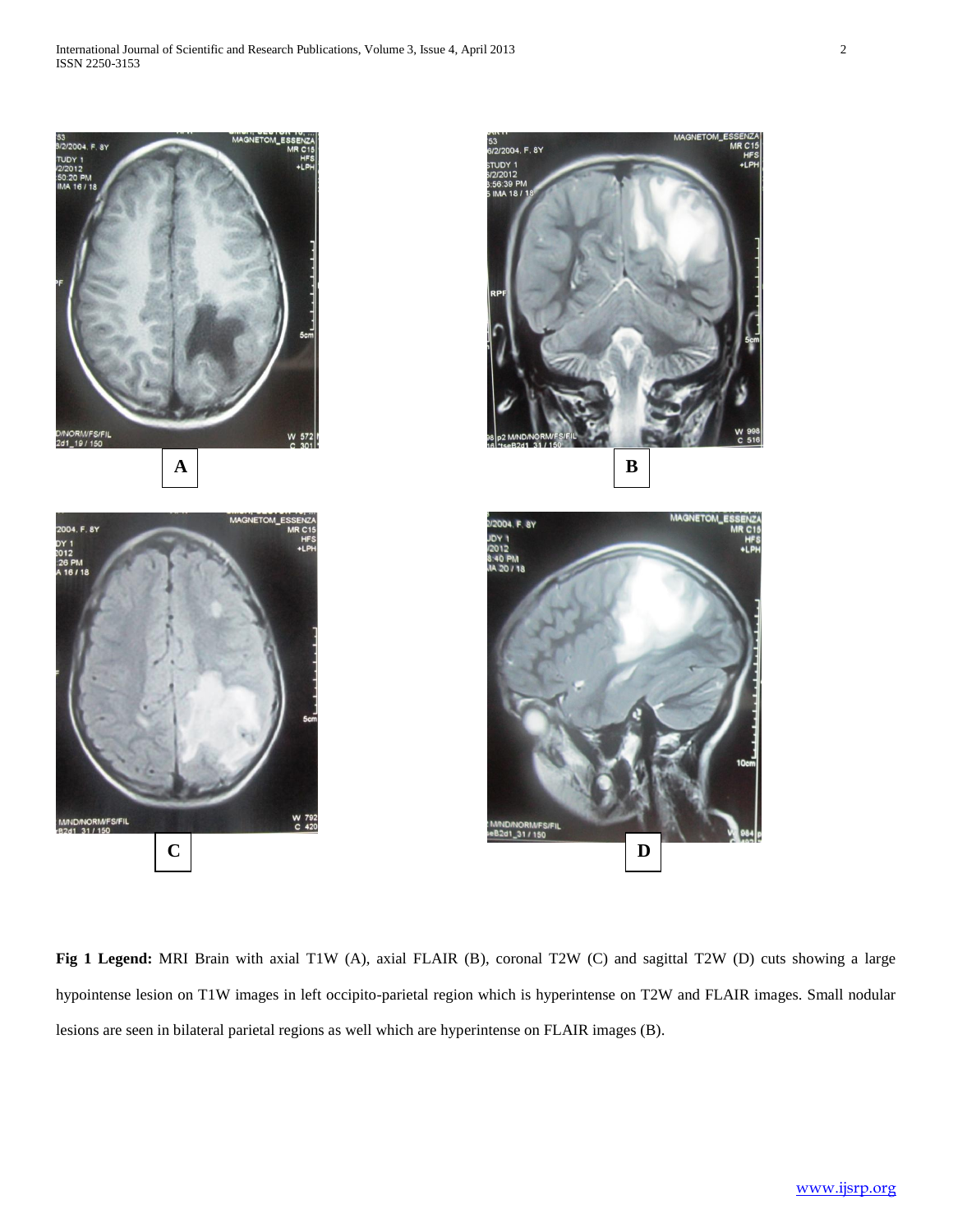A

B

C

D

**Fig 1 Legend:** MRI Brain with axial T1W (A), axial FLAIR (B), coronal T2W (C) and sagittal T2W (D) cuts showing a large hypointense lesion on T1W images in left occipito-parietal region which is hyperintense on T2W and FLAIR images. Small nodular lesions are seen in bilateral parietal regions as well which are hyperintense on FLAIR images (B).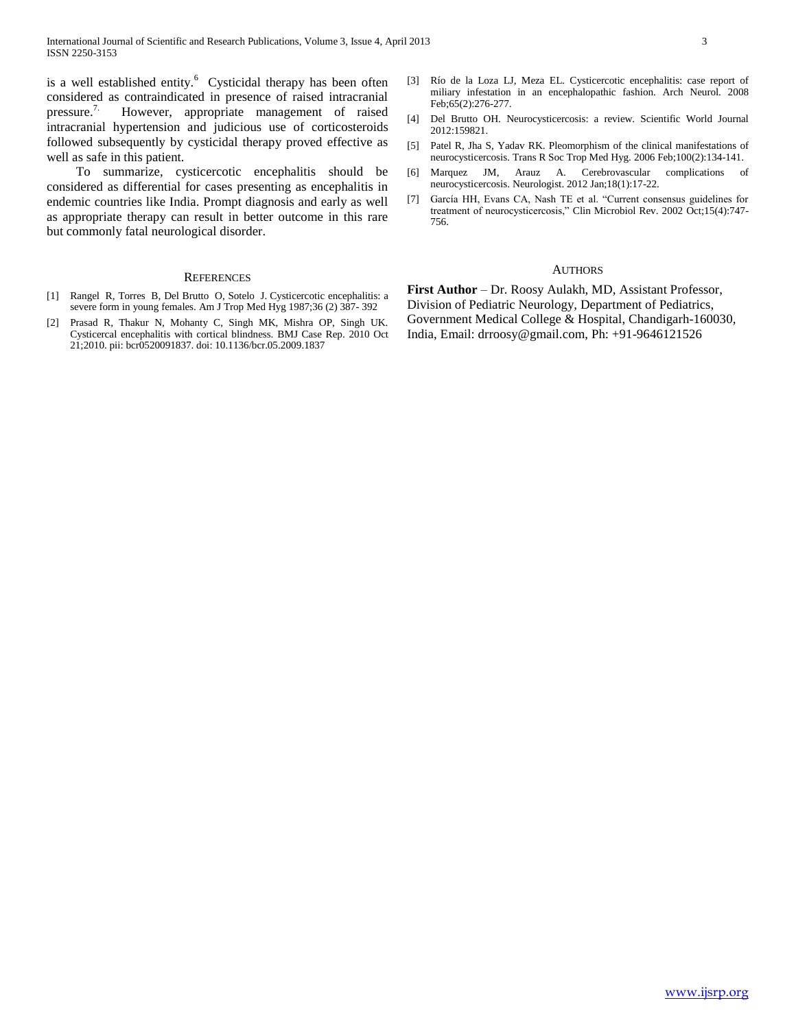is a well established entity.[6] Cysticidal therapy has been often considered as contraindicated in presence of raised intracranial pressure.[7.] However, appropriate management of raised intracranial hypertension and judicious use of corticosteroids followed subsequently by cysticidal therapy proved effective as well as safe in this patient.

To summarize, cysticercotic encephalitis should be considered as differential for cases presenting as encephalitis in endemic countries like India. Prompt diagnosis and early as well as appropriate therapy can result in better outcome in this rare but commonly fatal neurological disorder.

## References

[1] Rangel R, Torres B, Del Brutto O, Sotelo J. Cysticercotic encephalitis: a severe form in young females. Am J Trop Med Hyg 1987;36 (2) 387- 392

[2] Prasad R, Thakur N, Mohanty C, Singh MK, Mishra OP, Singh UK. Cysticercal encephalitis with cortical blindness. BMJ Case Rep. 2010 Oct 21;2010. pii: bcr0520091837. doi: 10.1136/bcr.05.2009.1837

[3] Río de la Loza LJ, Meza EL. Cysticercotic encephalitis: case report of miliary infestation in an encephalopathic fashion. Arch Neurol. 2008 Feb;65(2):276-277.

[4] Del Brutto OH. Neurocysticercosis: a review. Scientific World Journal 2012:159821.

[5] Patel R, Jha S, Yadav RK. Pleomorphism of the clinical manifestations of neurocysticercosis. Trans R Soc Trop Med Hyg. 2006 Feb;100(2):134-141.

[6] Marquez JM, Arauz A. Cerebrovascular complications of neurocysticercosis. Neurologist. 2012 Jan;18(1):17-22.

[7] García HH, Evans CA, Nash TE et al. "Current consensus guidelines for treatment of neurocysticercosis," Clin Microbiol Rev. 2002 Oct;15(4):747-756.

## Authors

**First Author** – Dr. Roosy Aulakh, MD, Assistant Professor, Division of Pediatric Neurology, Department of Pediatrics, Government Medical College & Hospital, Chandigarh-160030, India, Email: drroosy@gmail.com, Ph: +91-9646121526